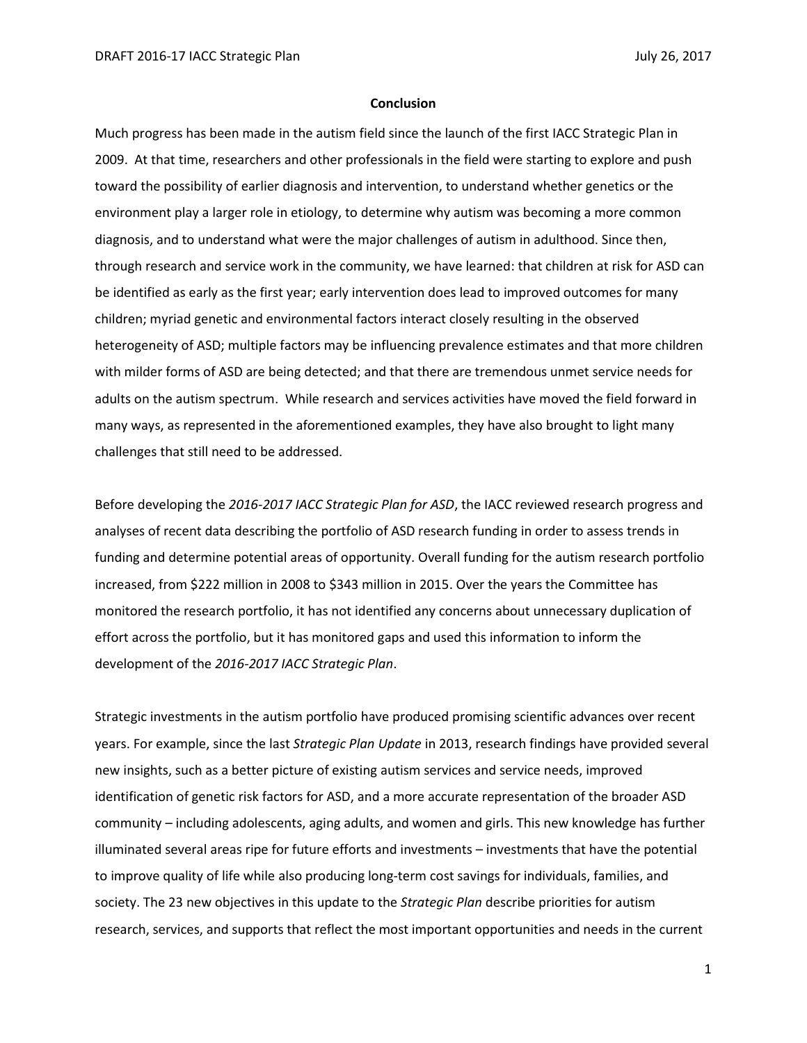## Conclusion

Much progress has been made in the autism field since the launch of the first IACC Strategic Plan in 2009. At that time, researchers and other professionals in the field were starting to explore and push toward the possibility of earlier diagnosis and intervention, to understand whether genetics or the environment play a larger role in etiology, to determine why autism was becoming a more common diagnosis, and to understand what were the major challenges of autism in adulthood. Since then, through research and service work in the community, we have learned: that children at risk for ASD can be identified as early as the first year; early intervention does lead to improved outcomes for many children; myriad genetic and environmental factors interact closely resulting in the observed heterogeneity of ASD; multiple factors may be influencing prevalence estimates and that more children with milder forms of ASD are being detected; and that there are tremendous unmet service needs for adults on the autism spectrum. While research and services activities have moved the field forward in many ways, as represented in the aforementioned examples, they have also brought to light many challenges that still need to be addressed.

Before developing the *2016-2017 IACC Strategic Plan for ASD*, the IACC reviewed research progress and analyses of recent data describing the portfolio of ASD research funding in order to assess trends in funding and determine potential areas of opportunity. Overall funding for the autism research portfolio increased, from $222 million in 2008 to $343 million in 2015. Over the years the Committee has monitored the research portfolio, it has not identified any concerns about unnecessary duplication of effort across the portfolio, but it has monitored gaps and used this information to inform the development of the *2016-2017 IACC Strategic Plan*.

Strategic investments in the autism portfolio have produced promising scientific advances over recent years. For example, since the last *Strategic Plan Update* in 2013, research findings have provided several new insights, such as a better picture of existing autism services and service needs, improved identification of genetic risk factors for ASD, and a more accurate representation of the broader ASD community – including adolescents, aging adults, and women and girls. This new knowledge has further illuminated several areas ripe for future efforts and investments – investments that have the potential to improve quality of life while also producing long-term cost savings for individuals, families, and society. The 23 new objectives in this update to the *Strategic Plan* describe priorities for autism research, services, and supports that reflect the most important opportunities and needs in the current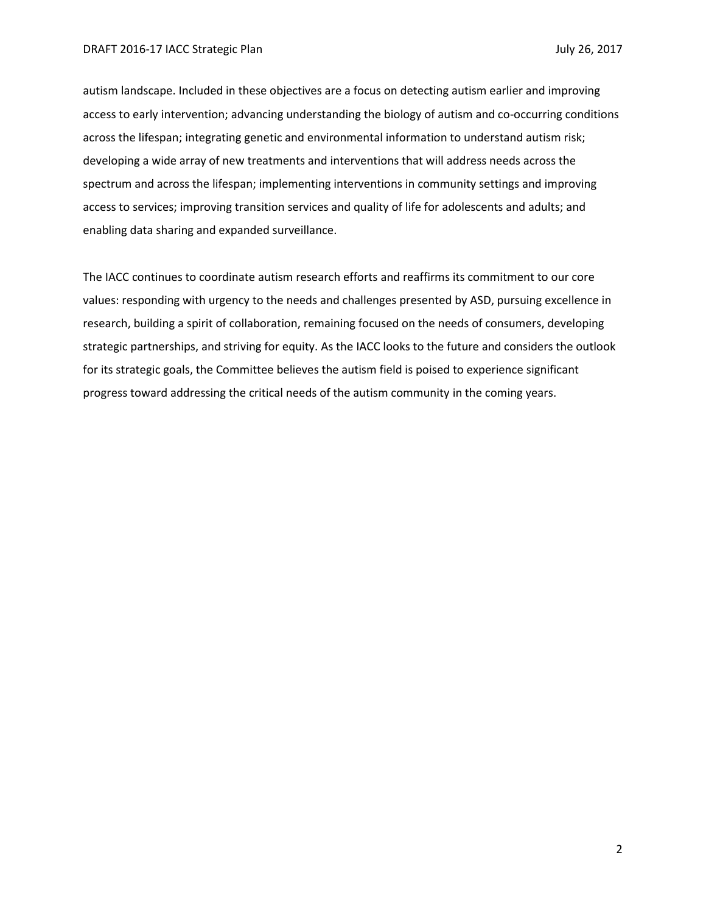autism landscape. Included in these objectives are a focus on detecting autism earlier and improving access to early intervention; advancing understanding the biology of autism and co-occurring conditions across the lifespan; integrating genetic and environmental information to understand autism risk; developing a wide array of new treatments and interventions that will address needs across the spectrum and across the lifespan; implementing interventions in community settings and improving access to services; improving transition services and quality of life for adolescents and adults; and enabling data sharing and expanded surveillance.

The IACC continues to coordinate autism research efforts and reaffirms its commitment to our core values: responding with urgency to the needs and challenges presented by ASD, pursuing excellence in research, building a spirit of collaboration, remaining focused on the needs of consumers, developing strategic partnerships, and striving for equity. As the IACC looks to the future and considers the outlook for its strategic goals, the Committee believes the autism field is poised to experience significant progress toward addressing the critical needs of the autism community in the coming years.